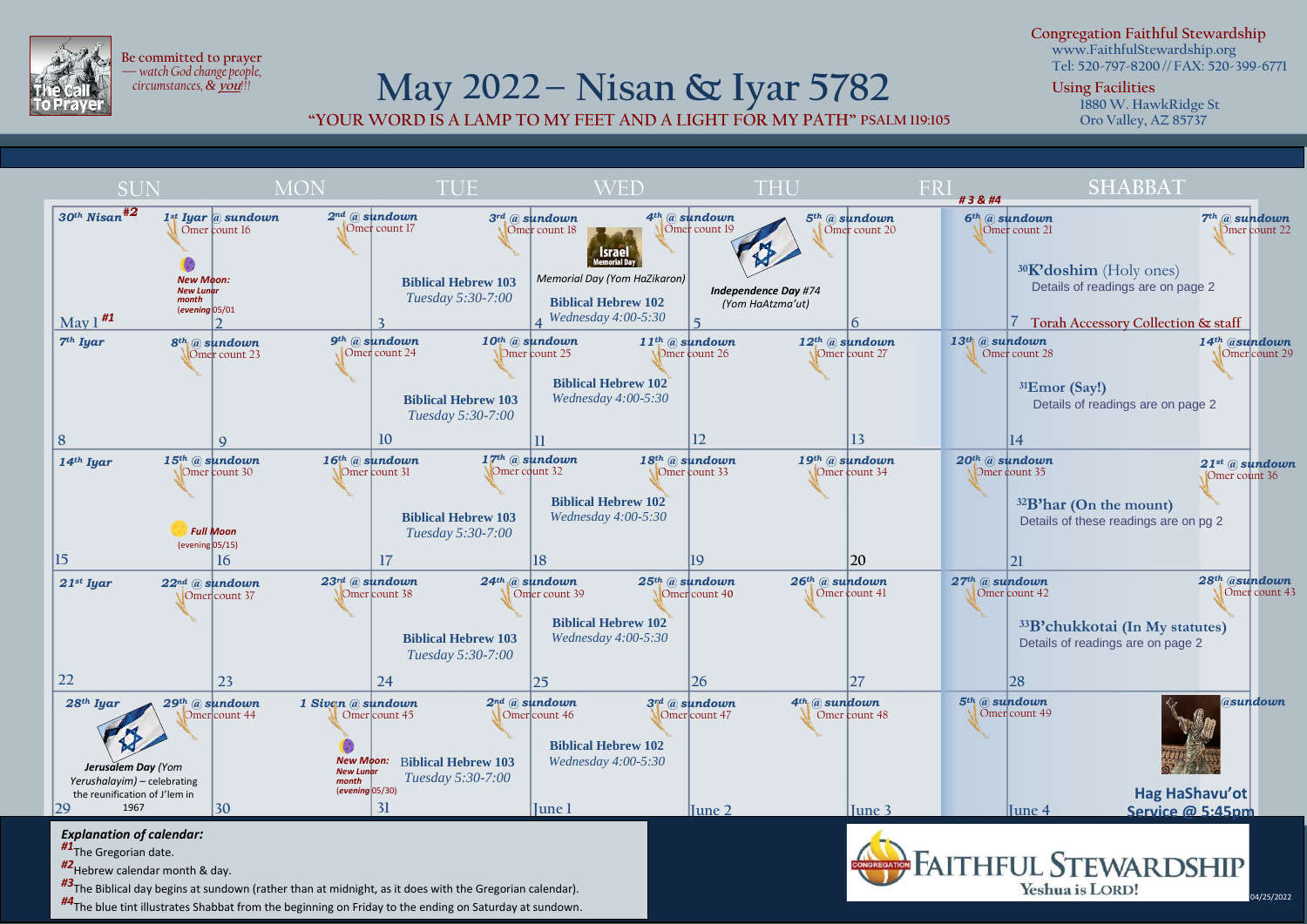Be committed to prayer — watch God change people, circumstances, & ***you***!!

# May 2022 – Nisan & Iyar 5782

**"YOUR WORD IS A LAMP TO MY FEET AND A LIGHT FOR MY PATH" PSALM 119:105**

**Congregation Faithful Stewardship**
www.FaithfulStewardship.org
Tel: 520-797-8200 // FAX: 520-399-6771

**Using Facilities**
1880 W. HawkRidge St
Oro Valley, AZ 85737

| SUN | MON | TUE | WED | THU | FRI #3 & #4 | SHABBAT |
|---|---|---|---|---|---|---|
| *30th Nisan* #2<br>May 1 #1 | *1st Iyar @ sundown*<br>Omer count 16<br>*New Moon: New Lunar month (evening 05/01*<br>2 | *2nd @ sundown*<br>Omer count 17<br>3 | *3rd @ sundown*<br>Omer count 18<br>**Biblical Hebrew 103**<br>*Tuesday 5:30-7:00*<br>4 | *4th @ sundown*<br>Omer count 19<br>*Memorial Day (Yom HaZikaron)*<br>**Biblical Hebrew 102**<br>*Wednesday 4:00-5:30*<br>5 | *5th @ sundown*<br>Omer count 20<br>***Independence Day #74*** *(Yom HaAtzma'ut)*<br>6 | *6th @ sundown*<br>Omer count 21<br>*7th @ sundown*<br>Omer count 22<br>**30 K'doshim** (Holy ones)<br>Details of readings are on page 2<br>7 Torah Accessory Collection & staff |
| *7th Iyar*<br>8 | *8th @ sundown*<br>Omer count 23<br>9 | *9th @ sundown*<br>Omer count 24<br>**Biblical Hebrew 103**<br>*Tuesday 5:30-7:00*<br>10 | *10th @ sundown*<br>Omer count 25<br>**Biblical Hebrew 102**<br>*Wednesday 4:00-5:30*<br>11 | *11th @ sundown*<br>Omer count 26<br>12 | *12th @ sundown*<br>Omer count 27<br>13 | *13th @ sundown*<br>Omer count 28<br>*14th @sundown*<br>Omer count 29<br>**31 Emor (Say!)**<br>Details of readings are on page 2<br>14 |
| *14th Iyar*<br>15 | *15th @ sundown*<br>Omer count 30<br>*Full Moon (evening 05/15)*<br>16 | *16th @ sundown*<br>Omer count 31<br>**Biblical Hebrew 103**<br>*Tuesday 5:30-7:00*<br>17 | *17th @ sundown*<br>Omer count 32<br>**Biblical Hebrew 102**<br>*Wednesday 4:00-5:30*<br>18 | *18th @ sundown*<br>Omer count 33<br>19 | *19th @ sundown*<br>Omer count 34<br>20 | *20th @ sundown*<br>Omer count 35<br>*21st @ sundown*<br>Omer count 36<br>**32 B'har (On the mount)**<br>Details of these readings are on pg 2<br>21 |
| *21st Iyar*<br>22 | *22nd @ sundown*<br>Omer count 37<br>23 | *23rd @ sundown*<br>Omer count 38<br>**Biblical Hebrew 103**<br>*Tuesday 5:30-7:00*<br>24 | *24th @ sundown*<br>Omer count 39<br>**Biblical Hebrew 102**<br>*Wednesday 4:00-5:30*<br>25 | *25th @ sundown*<br>Omer count 40<br>26 | *26th @ sundown*<br>Omer count 41<br>27 | *27th @ sundown*<br>Omer count 42<br>*28th @sundown*<br>Omer count 43<br>**33 B'chukkotai (In My statutes)**<br>Details of readings are on page 2<br>28 |
| *28th Iyar*<br>***Jerusalem Day*** *(Yom Yerushalayim)* – celebrating the reunification of J'lem in 1967<br>29 | *29th @ sundown*<br>Omer count 44<br>30 | *1 Sivan @ sundown*<br>Omer count 45<br>*New Moon: New Lunar month (evening 05/30)*<br>**Biblical Hebrew 103**<br>*Tuesday 5:30-7:00*<br>31 | *2nd @ sundown*<br>Omer count 46<br>**Biblical Hebrew 102**<br>*Wednesday 4:00-5:30*<br>June 1 | *3rd @ sundown*<br>Omer count 47<br>June 2 | *4th @ sundown*<br>Omer count 48<br>June 3 | *5th @ sundown*<br>Omer count 49<br>*@sundown*<br>**Hag HaShavu'ot Service @ 5:45pm**<br>June 4 |

***Explanation of calendar:***

*#1* The Gregorian date.
*#2* Hebrew calendar month & day.
*#3* The Biblical day begins at sundown (rather than at midnight, as it does with the Gregorian calendar).
*#4* The blue tint illustrates Shabbat from the beginning on Friday to the ending on Saturday at sundown.

CONGREGATION FAITHFUL STEWARDSHIP
Yeshua is LORD!

04/25/2022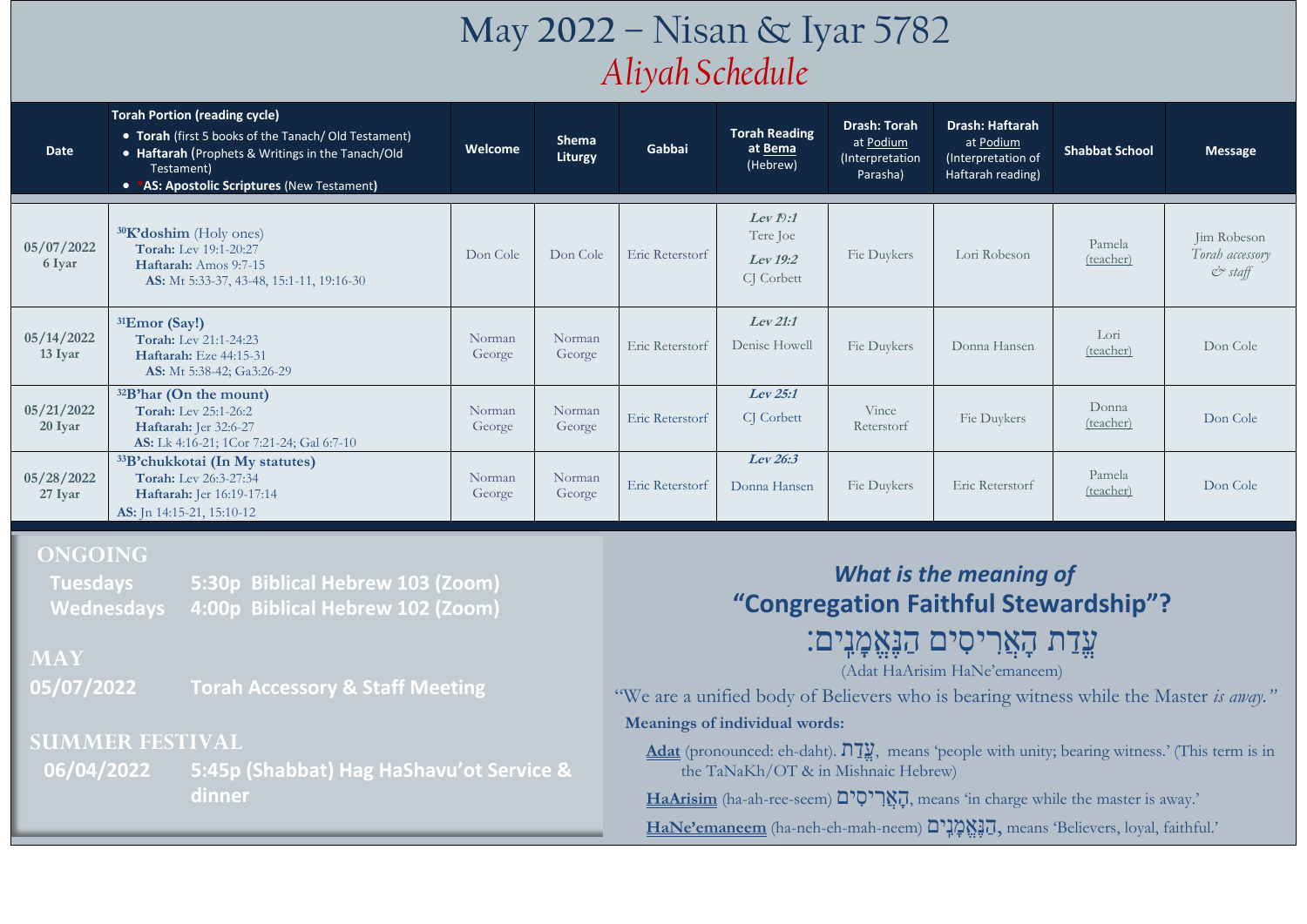# May 2022 – Nisan & Iyar 5782

## *Aliyah Schedule*

| Date | Torah Portion (reading cycle) • **Torah** (first 5 books of the Tanach/ Old Testament) • **Haftarah** (Prophets & Writings in the Tanach/Old Testament) • *AS: Apostolic Scriptures (New Testament) | Welcome | Shema Liturgy | Gabbai | Torah Reading at Bema (Hebrew) | Drash: Torah at Podium (Interpretation Parasha) | Drash: Haftarah at Podium (Interpretation of Haftarah reading) | Shabbat School | Message |
|---|---|---|---|---|---|---|---|---|---|
| 05/07/2022 6 Iyar | [30]**K'doshim** (Holy ones) **Torah:** Lev 19:1-20:27 **Haftarah:** Amos 9:7-15 **AS:** Mt 5:33-37, 43-48, 15:1-11, 19:16-30 | Don Cole | Don Cole | Eric Reterstorf | *Lev 19:1* Tere Joe *Lev 19:2* CJ Corbett | Fie Duykers | Lori Robeson | Pamela (teacher) | Jim Robeson *Torah accessory & staff* |
| 05/14/2022 13 Iyar | [31]**Emor (Say!)** **Torah:** Lev 21:1-24:23 **Haftarah:** Eze 44:15-31 **AS:** Mt 5:38-42; Ga3:26-29 | Norman George | Norman George | Eric Reterstorf | *Lev 21:1* Denise Howell | Fie Duykers | Donna Hansen | Lori (teacher) | Don Cole |
| 05/21/2022 20 Iyar | [32]**B'har (On the mount)** **Torah:** Lev 25:1-26:2 **Haftarah:** Jer 32:6-27 **AS:** Lk 4:16-21; 1Cor 7:21-24; Gal 6:7-10 | Norman George | Norman George | Eric Reterstorf | *Lev 25:1* CJ Corbett | Vince Reterstorf | Fie Duykers | Donna (teacher) | Don Cole |
| 05/28/2022 27 Iyar | [33]**B'chukkotai (In My statutes)** **Torah:** Lev 26:3-27:34 **Haftarah:** Jer 16:19-17:14 **AS:** Jn 14:15-21, 15:10-12 | Norman George | Norman George | Eric Reterstorf | *Lev 26:3* Donna Hansen | Fie Duykers | Eric Reterstorf | Pamela (teacher) | Don Cole |

## ONGOING

**Tuesdays** — **5:30p Biblical Hebrew 103 (Zoom)**

**Wednesdays** — **4:00p Biblical Hebrew 102 (Zoom)**

## MAY

**05/07/2022** — **Torah Accessory & Staff Meeting**

## SUMMER FESTIVAL

**06/04/2022** — **5:45p (Shabbat) Hag HaShavu'ot Service & dinner**

### *What is the meaning of* "Congregation Faithful Stewardship"?

עֲדַת הָאֲרִיסִים הַנֶּאֱמָנִים׃

(Adat HaArisim HaNe'emaneem)

"We are a unified body of Believers who is bearing witness while the Master *is away.*"

**Meanings of individual words:**

**Adat** (pronounced: eh-daht). עֲדַת, means 'people with unity; bearing witness.' (This term is in the TaNaKh/OT & in Mishnaic Hebrew)

**HaArisim** (ha-ah-ree-seem) הָאֲרִיסִים, means 'in charge while the master is away.'

**HaNe'emaneem** (ha-neh-eh-mah-neem) הַנֶּאֱמָנִים, means 'Believers, loyal, faithful.'